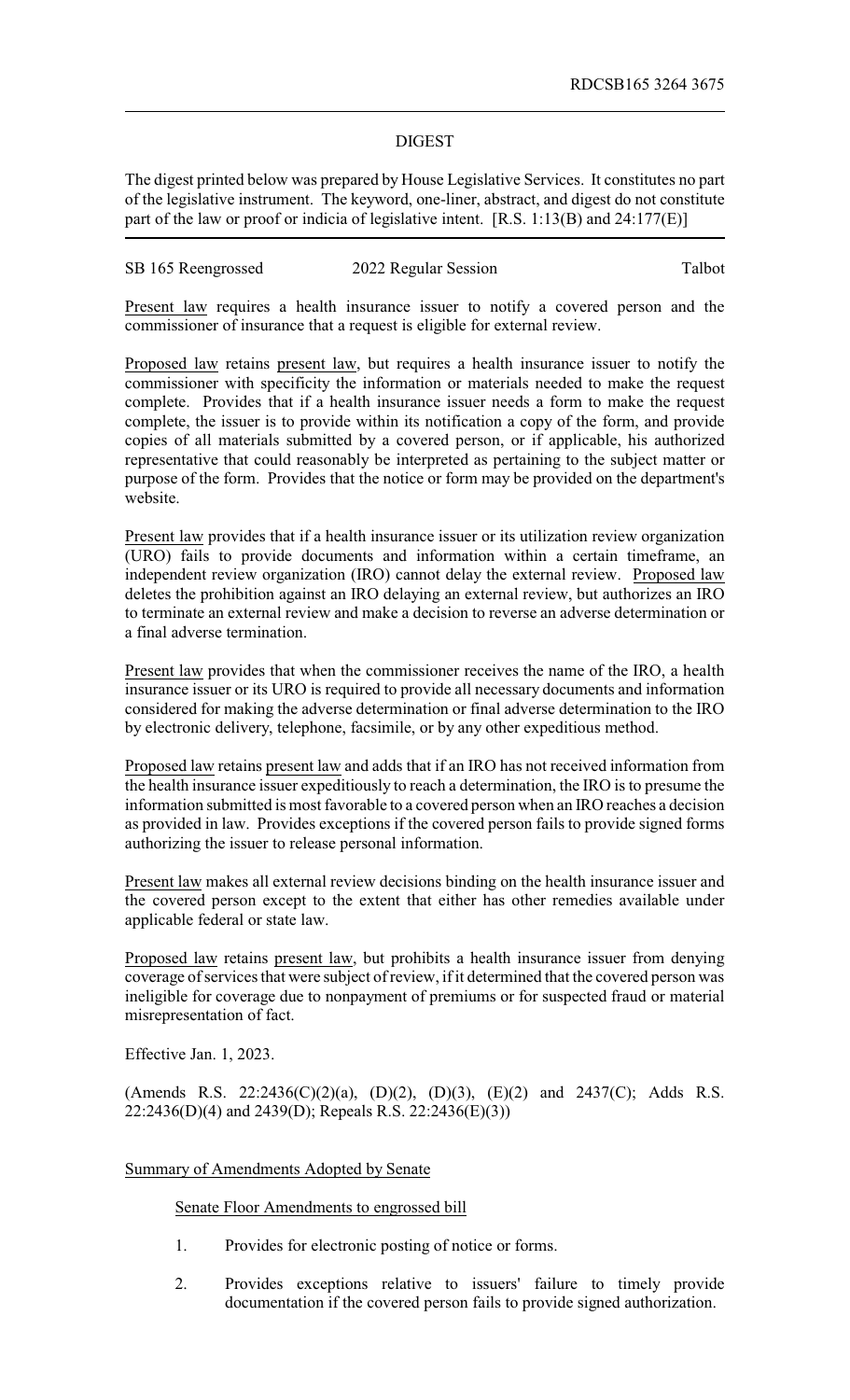RDCSB165 3264 3675

## DIGEST

The digest printed below was prepared by House Legislative Services. It constitutes no part of the legislative instrument. The keyword, one-liner, abstract, and digest do not constitute part of the law or proof or indicia of legislative intent. [R.S. 1:13(B) and 24:177(E)]

SB 165 Reengrossed — 2022 Regular Session — Talbot

Present law requires a health insurance issuer to notify a covered person and the commissioner of insurance that a request is eligible for external review.

Proposed law retains present law, but requires a health insurance issuer to notify the commissioner with specificity the information or materials needed to make the request complete. Provides that if a health insurance issuer needs a form to make the request complete, the issuer is to provide within its notification a copy of the form, and provide copies of all materials submitted by a covered person, or if applicable, his authorized representative that could reasonably be interpreted as pertaining to the subject matter or purpose of the form. Provides that the notice or form may be provided on the department's website.

Present law provides that if a health insurance issuer or its utilization review organization (URO) fails to provide documents and information within a certain timeframe, an independent review organization (IRO) cannot delay the external review. Proposed law deletes the prohibition against an IRO delaying an external review, but authorizes an IRO to terminate an external review and make a decision to reverse an adverse determination or a final adverse termination.

Present law provides that when the commissioner receives the name of the IRO, a health insurance issuer or its URO is required to provide all necessary documents and information considered for making the adverse determination or final adverse determination to the IRO by electronic delivery, telephone, facsimile, or by any other expeditious method.

Proposed law retains present law and adds that if an IRO has not received information from the health insurance issuer expeditiously to reach a determination, the IRO is to presume the information submitted is most favorable to a covered person when an IRO reaches a decision as provided in law. Provides exceptions if the covered person fails to provide signed forms authorizing the issuer to release personal information.

Present law makes all external review decisions binding on the health insurance issuer and the covered person except to the extent that either has other remedies available under applicable federal or state law.

Proposed law retains present law, but prohibits a health insurance issuer from denying coverage of services that were subject of review, if it determined that the covered person was ineligible for coverage due to nonpayment of premiums or for suspected fraud or material misrepresentation of fact.

Effective Jan. 1, 2023.

(Amends R.S. 22:2436(C)(2)(a), (D)(2), (D)(3), (E)(2) and 2437(C); Adds R.S. 22:2436(D)(4) and 2439(D); Repeals R.S. 22:2436(E)(3))

Summary of Amendments Adopted by Senate

Senate Floor Amendments to engrossed bill

1. Provides for electronic posting of notice or forms.

2. Provides exceptions relative to issuers' failure to timely provide documentation if the covered person fails to provide signed authorization.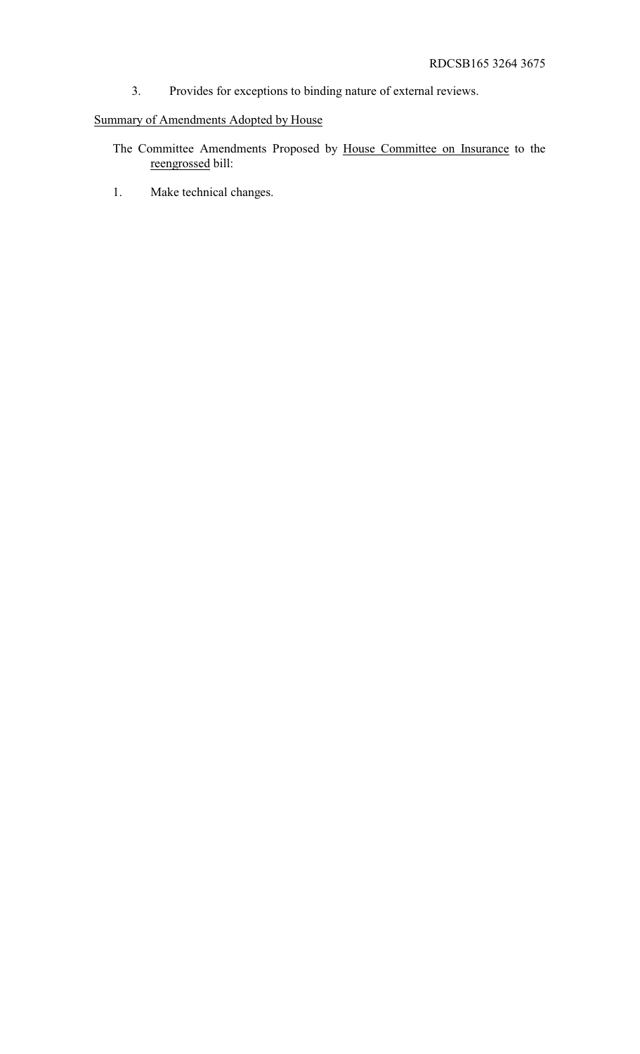RDCSB165 3264 3675

3. Provides for exceptions to binding nature of external reviews.

Summary of Amendments Adopted by House

The Committee Amendments Proposed by House Committee on Insurance to the reengrossed bill:

1. Make technical changes.